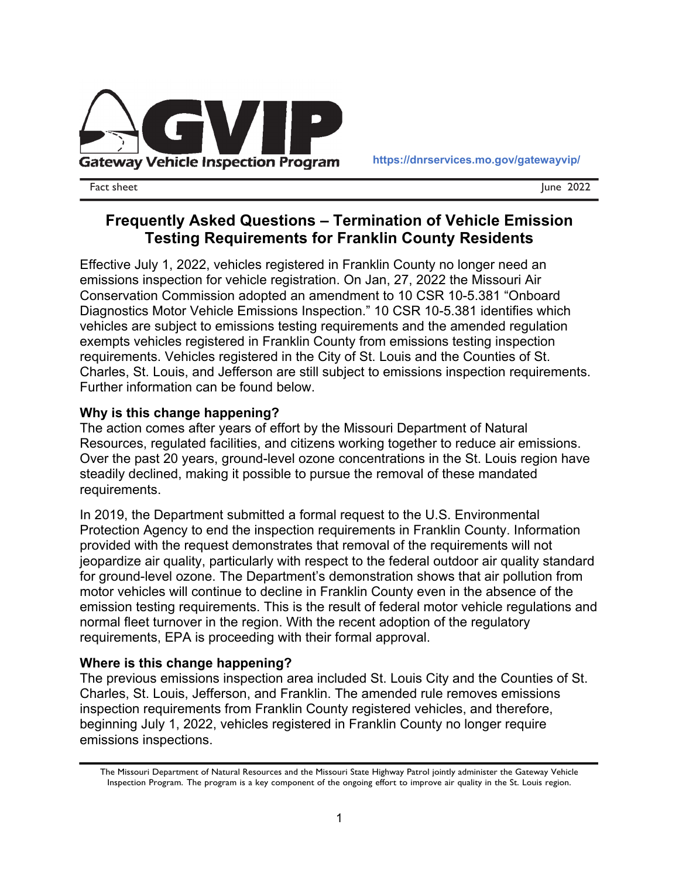Gateway Vehicle Inspection Program

https://dnrservices.mo.gov/gatewayvip/

Fact sheet June 2022

# Frequently Asked Questions – Termination of Vehicle Emission Testing Requirements for Franklin County Residents

Effective July 1, 2022, vehicles registered in Franklin County no longer need an emissions inspection for vehicle registration. On Jan, 27, 2022 the Missouri Air Conservation Commission adopted an amendment to 10 CSR 10-5.381 "Onboard Diagnostics Motor Vehicle Emissions Inspection." 10 CSR 10-5.381 identifies which vehicles are subject to emissions testing requirements and the amended regulation exempts vehicles registered in Franklin County from emissions testing inspection requirements. Vehicles registered in the City of St. Louis and the Counties of St. Charles, St. Louis, and Jefferson are still subject to emissions inspection requirements. Further information can be found below.

**Why is this change happening?**

The action comes after years of effort by the Missouri Department of Natural Resources, regulated facilities, and citizens working together to reduce air emissions. Over the past 20 years, ground-level ozone concentrations in the St. Louis region have steadily declined, making it possible to pursue the removal of these mandated requirements.

In 2019, the Department submitted a formal request to the U.S. Environmental Protection Agency to end the inspection requirements in Franklin County. Information provided with the request demonstrates that removal of the requirements will not jeopardize air quality, particularly with respect to the federal outdoor air quality standard for ground-level ozone. The Department's demonstration shows that air pollution from motor vehicles will continue to decline in Franklin County even in the absence of the emission testing requirements. This is the result of federal motor vehicle regulations and normal fleet turnover in the region. With the recent adoption of the regulatory requirements, EPA is proceeding with their formal approval.

**Where is this change happening?**

The previous emissions inspection area included St. Louis City and the Counties of St. Charles, St. Louis, Jefferson, and Franklin. The amended rule removes emissions inspection requirements from Franklin County registered vehicles, and therefore, beginning July 1, 2022, vehicles registered in Franklin County no longer require emissions inspections.

The Missouri Department of Natural Resources and the Missouri State Highway Patrol jointly administer the Gateway Vehicle Inspection Program. The program is a key component of the ongoing effort to improve air quality in the St. Louis region.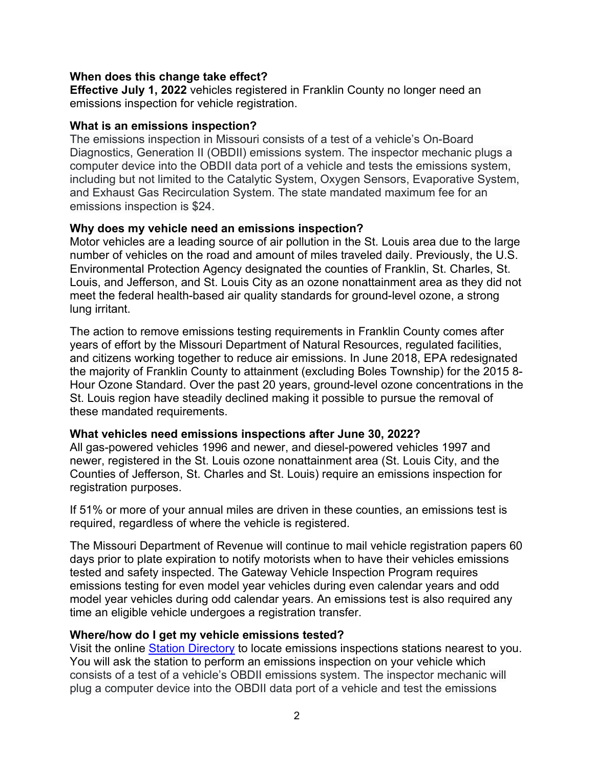**When does this change take effect?**
**Effective July 1, 2022** vehicles registered in Franklin County no longer need an emissions inspection for vehicle registration.

**What is an emissions inspection?**
The emissions inspection in Missouri consists of a test of a vehicle's On-Board Diagnostics, Generation II (OBDII) emissions system. The inspector mechanic plugs a computer device into the OBDII data port of a vehicle and tests the emissions system, including but not limited to the Catalytic System, Oxygen Sensors, Evaporative System, and Exhaust Gas Recirculation System. The state mandated maximum fee for an emissions inspection is $24.

**Why does my vehicle need an emissions inspection?**
Motor vehicles are a leading source of air pollution in the St. Louis area due to the large number of vehicles on the road and amount of miles traveled daily. Previously, the U.S. Environmental Protection Agency designated the counties of Franklin, St. Charles, St. Louis, and Jefferson, and St. Louis City as an ozone nonattainment area as they did not meet the federal health-based air quality standards for ground-level ozone, a strong lung irritant.

The action to remove emissions testing requirements in Franklin County comes after years of effort by the Missouri Department of Natural Resources, regulated facilities, and citizens working together to reduce air emissions. In June 2018, EPA redesignated the majority of Franklin County to attainment (excluding Boles Township) for the 2015 8-Hour Ozone Standard. Over the past 20 years, ground-level ozone concentrations in the St. Louis region have steadily declined making it possible to pursue the removal of these mandated requirements.

**What vehicles need emissions inspections after June 30, 2022?**
All gas-powered vehicles 1996 and newer, and diesel-powered vehicles 1997 and newer, registered in the St. Louis ozone nonattainment area (St. Louis City, and the Counties of Jefferson, St. Charles and St. Louis) require an emissions inspection for registration purposes.

If 51% or more of your annual miles are driven in these counties, an emissions test is required, regardless of where the vehicle is registered.

The Missouri Department of Revenue will continue to mail vehicle registration papers 60 days prior to plate expiration to notify motorists when to have their vehicles emissions tested and safety inspected. The Gateway Vehicle Inspection Program requires emissions testing for even model year vehicles during even calendar years and odd model year vehicles during odd calendar years. An emissions test is also required any time an eligible vehicle undergoes a registration transfer.

**Where/how do I get my vehicle emissions tested?**
Visit the online [Station Directory] to locate emissions inspections stations nearest to you. You will ask the station to perform an emissions inspection on your vehicle which consists of a test of a vehicle's OBDII emissions system. The inspector mechanic will plug a computer device into the OBDII data port of a vehicle and test the emissions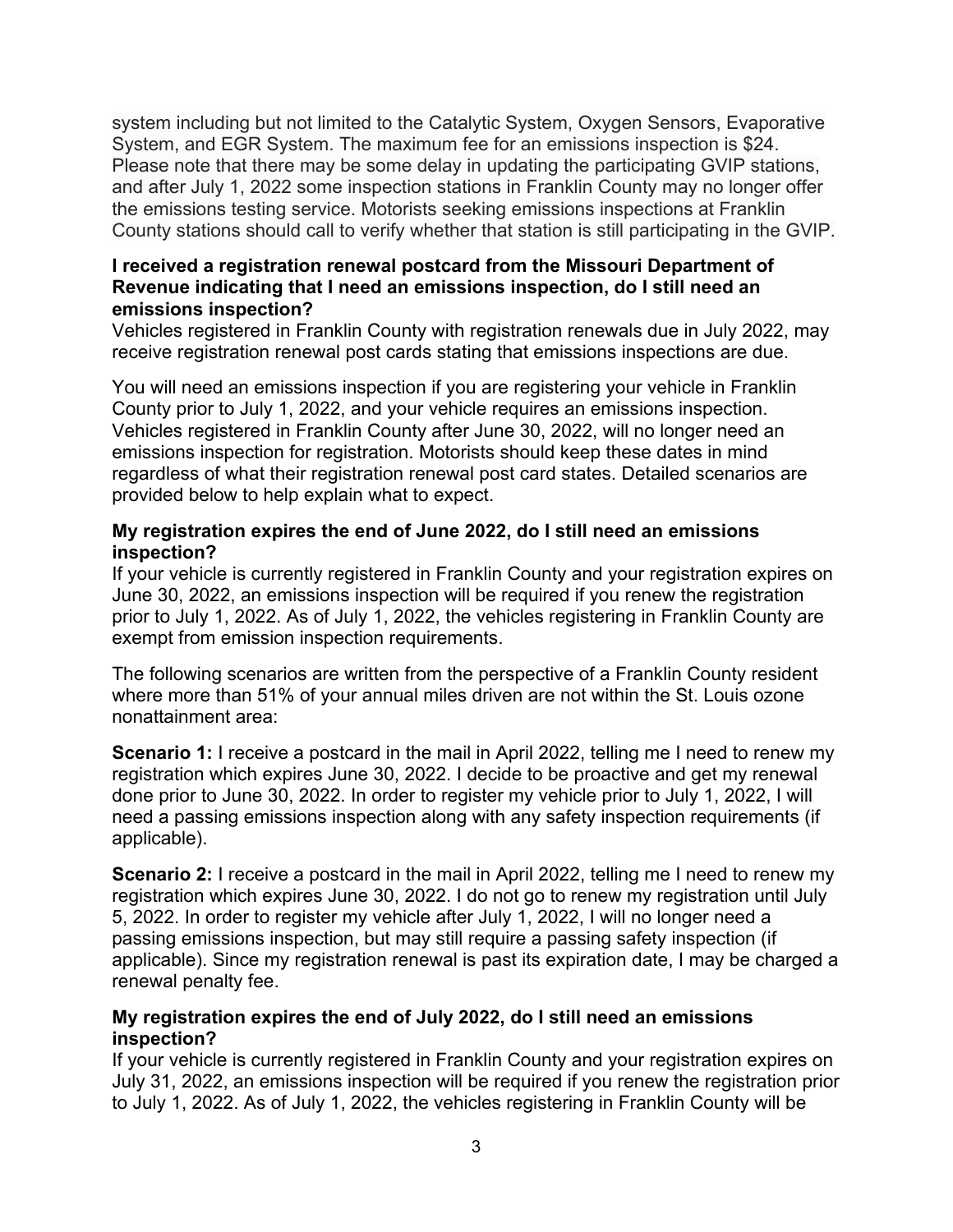system including but not limited to the Catalytic System, Oxygen Sensors, Evaporative System, and EGR System. The maximum fee for an emissions inspection is $24. Please note that there may be some delay in updating the participating GVIP stations, and after July 1, 2022 some inspection stations in Franklin County may no longer offer the emissions testing service. Motorists seeking emissions inspections at Franklin County stations should call to verify whether that station is still participating in the GVIP.

**I received a registration renewal postcard from the Missouri Department of Revenue indicating that I need an emissions inspection, do I still need an emissions inspection?**

Vehicles registered in Franklin County with registration renewals due in July 2022, may receive registration renewal post cards stating that emissions inspections are due.

You will need an emissions inspection if you are registering your vehicle in Franklin County prior to July 1, 2022, and your vehicle requires an emissions inspection. Vehicles registered in Franklin County after June 30, 2022, will no longer need an emissions inspection for registration. Motorists should keep these dates in mind regardless of what their registration renewal post card states. Detailed scenarios are provided below to help explain what to expect.

**My registration expires the end of June 2022, do I still need an emissions inspection?**

If your vehicle is currently registered in Franklin County and your registration expires on June 30, 2022, an emissions inspection will be required if you renew the registration prior to July 1, 2022. As of July 1, 2022, the vehicles registering in Franklin County are exempt from emission inspection requirements.

The following scenarios are written from the perspective of a Franklin County resident where more than 51% of your annual miles driven are not within the St. Louis ozone nonattainment area:

**Scenario 1:** I receive a postcard in the mail in April 2022, telling me I need to renew my registration which expires June 30, 2022. I decide to be proactive and get my renewal done prior to June 30, 2022. In order to register my vehicle prior to July 1, 2022, I will need a passing emissions inspection along with any safety inspection requirements (if applicable).

**Scenario 2:** I receive a postcard in the mail in April 2022, telling me I need to renew my registration which expires June 30, 2022. I do not go to renew my registration until July 5, 2022. In order to register my vehicle after July 1, 2022, I will no longer need a passing emissions inspection, but may still require a passing safety inspection (if applicable). Since my registration renewal is past its expiration date, I may be charged a renewal penalty fee.

**My registration expires the end of July 2022, do I still need an emissions inspection?**

If your vehicle is currently registered in Franklin County and your registration expires on July 31, 2022, an emissions inspection will be required if you renew the registration prior to July 1, 2022. As of July 1, 2022, the vehicles registering in Franklin County will be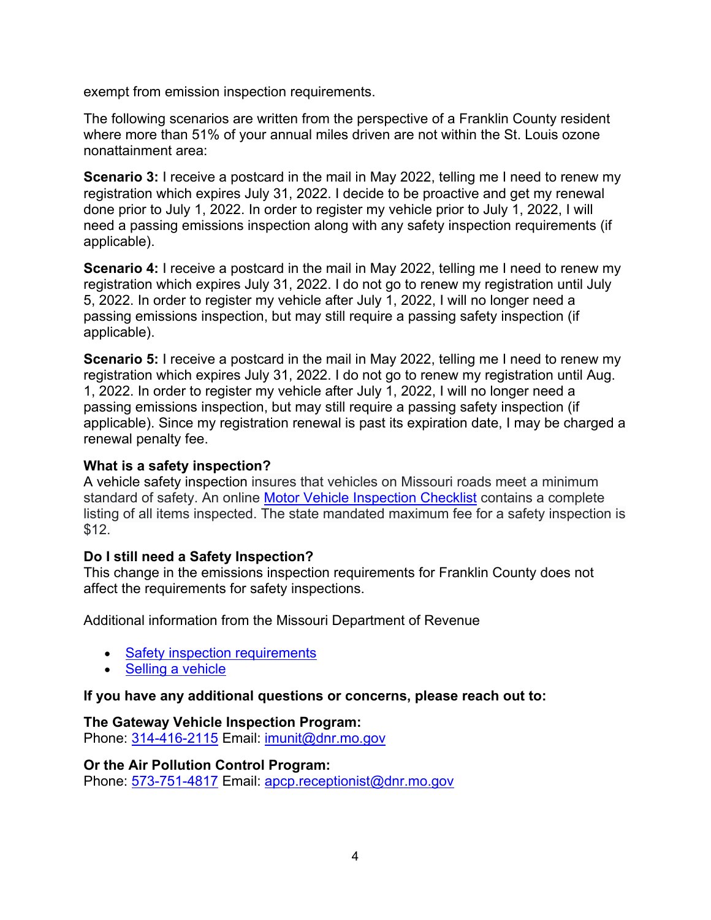exempt from emission inspection requirements.

The following scenarios are written from the perspective of a Franklin County resident where more than 51% of your annual miles driven are not within the St. Louis ozone nonattainment area:

**Scenario 3:** I receive a postcard in the mail in May 2022, telling me I need to renew my registration which expires July 31, 2022. I decide to be proactive and get my renewal done prior to July 1, 2022. In order to register my vehicle prior to July 1, 2022, I will need a passing emissions inspection along with any safety inspection requirements (if applicable).

**Scenario 4:** I receive a postcard in the mail in May 2022, telling me I need to renew my registration which expires July 31, 2022. I do not go to renew my registration until July 5, 2022. In order to register my vehicle after July 1, 2022, I will no longer need a passing emissions inspection, but may still require a passing safety inspection (if applicable).

**Scenario 5:** I receive a postcard in the mail in May 2022, telling me I need to renew my registration which expires July 31, 2022. I do not go to renew my registration until Aug. 1, 2022. In order to register my vehicle after July 1, 2022, I will no longer need a passing emissions inspection, but may still require a passing safety inspection (if applicable). Since my registration renewal is past its expiration date, I may be charged a renewal penalty fee.

**What is a safety inspection?**
A vehicle safety inspection insures that vehicles on Missouri roads meet a minimum standard of safety. An online [Motor Vehicle Inspection Checklist] contains a complete listing of all items inspected. The state mandated maximum fee for a safety inspection is $12.

**Do I still need a Safety Inspection?**
This change in the emissions inspection requirements for Franklin County does not affect the requirements for safety inspections.

Additional information from the Missouri Department of Revenue

- Safety inspection requirements
- Selling a vehicle

**If you have any additional questions or concerns, please reach out to:**

**The Gateway Vehicle Inspection Program:**
Phone: 314-416-2115 Email: imunit@dnr.mo.gov

**Or the Air Pollution Control Program:**
Phone: 573-751-4817 Email: apcp.receptionist@dnr.mo.gov